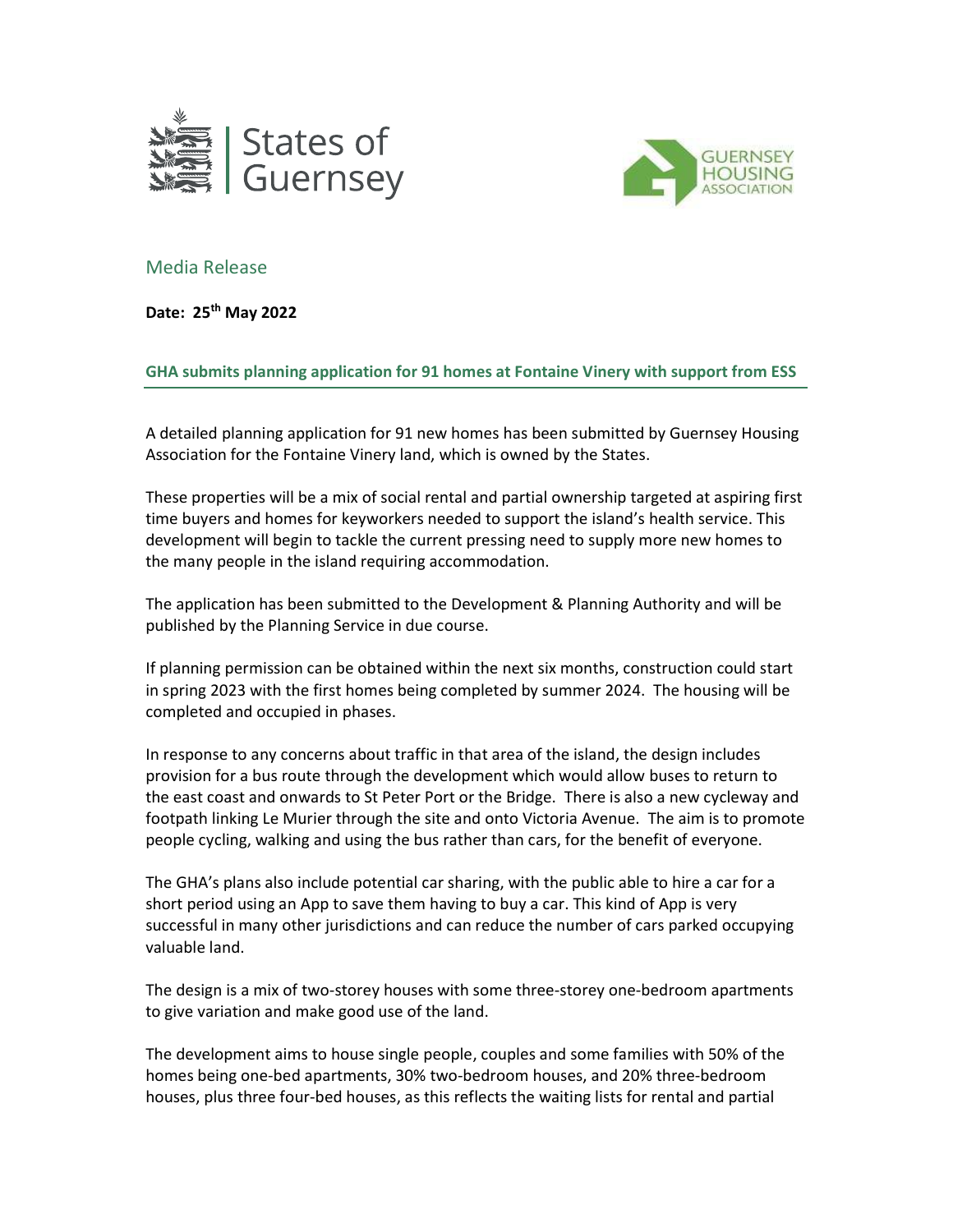States of Guernsey

GUERNSEY HOUSING ASSOCIATION

## Media Release

**Date: 25th May 2022**

### GHA submits planning application for 91 homes at Fontaine Vinery with support from ESS

A detailed planning application for 91 new homes has been submitted by Guernsey Housing Association for the Fontaine Vinery land, which is owned by the States.

These properties will be a mix of social rental and partial ownership targeted at aspiring first time buyers and homes for keyworkers needed to support the island's health service. This development will begin to tackle the current pressing need to supply more new homes to the many people in the island requiring accommodation.

The application has been submitted to the Development & Planning Authority and will be published by the Planning Service in due course.

If planning permission can be obtained within the next six months, construction could start in spring 2023 with the first homes being completed by summer 2024. The housing will be completed and occupied in phases.

In response to any concerns about traffic in that area of the island, the design includes provision for a bus route through the development which would allow buses to return to the east coast and onwards to St Peter Port or the Bridge. There is also a new cycleway and footpath linking Le Murier through the site and onto Victoria Avenue. The aim is to promote people cycling, walking and using the bus rather than cars, for the benefit of everyone.

The GHA's plans also include potential car sharing, with the public able to hire a car for a short period using an App to save them having to buy a car. This kind of App is very successful in many other jurisdictions and can reduce the number of cars parked occupying valuable land.

The design is a mix of two-storey houses with some three-storey one-bedroom apartments to give variation and make good use of the land.

The development aims to house single people, couples and some families with 50% of the homes being one-bed apartments, 30% two-bedroom houses, and 20% three-bedroom houses, plus three four-bed houses, as this reflects the waiting lists for rental and partial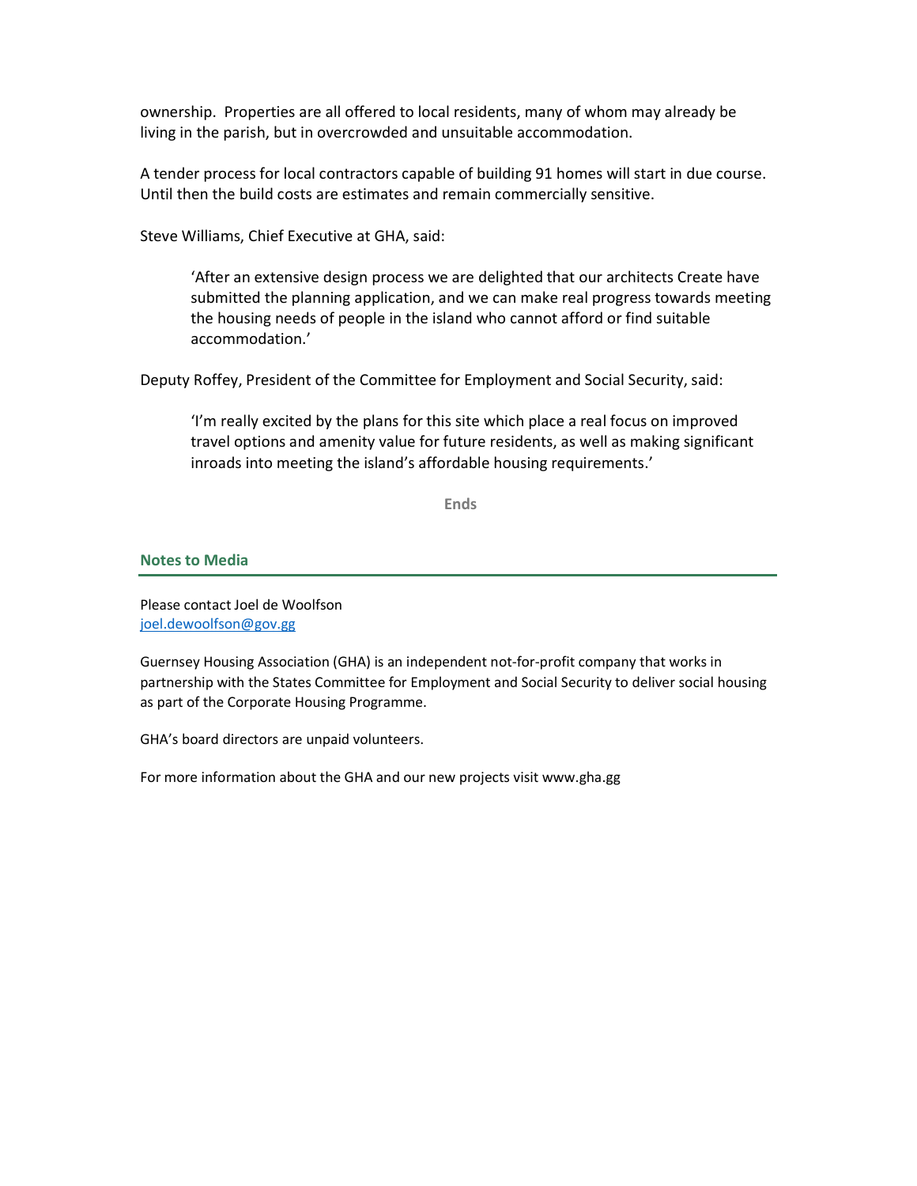ownership. Properties are all offered to local residents, many of whom may already be living in the parish, but in overcrowded and unsuitable accommodation.

A tender process for local contractors capable of building 91 homes will start in due course. Until then the build costs are estimates and remain commercially sensitive.

Steve Williams, Chief Executive at GHA, said:

> 'After an extensive design process we are delighted that our architects Create have submitted the planning application, and we can make real progress towards meeting the housing needs of people in the island who cannot afford or find suitable accommodation.'

Deputy Roffey, President of the Committee for Employment and Social Security, said:

> 'I'm really excited by the plans for this site which place a real focus on improved travel options and amenity value for future residents, as well as making significant inroads into meeting the island's affordable housing requirements.'

**Ends**

## Notes to Media

Please contact Joel de Woolfson
joel.dewoolfson@gov.gg

Guernsey Housing Association (GHA) is an independent not-for-profit company that works in partnership with the States Committee for Employment and Social Security to deliver social housing as part of the Corporate Housing Programme.

GHA's board directors are unpaid volunteers.

For more information about the GHA and our new projects visit www.gha.gg